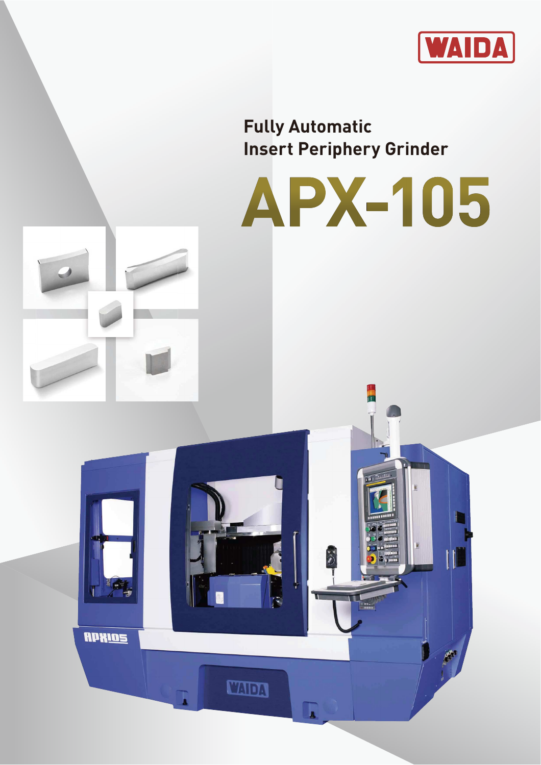WAIDA

## Fully Automatic Insert Periphery Grinder

# APX-105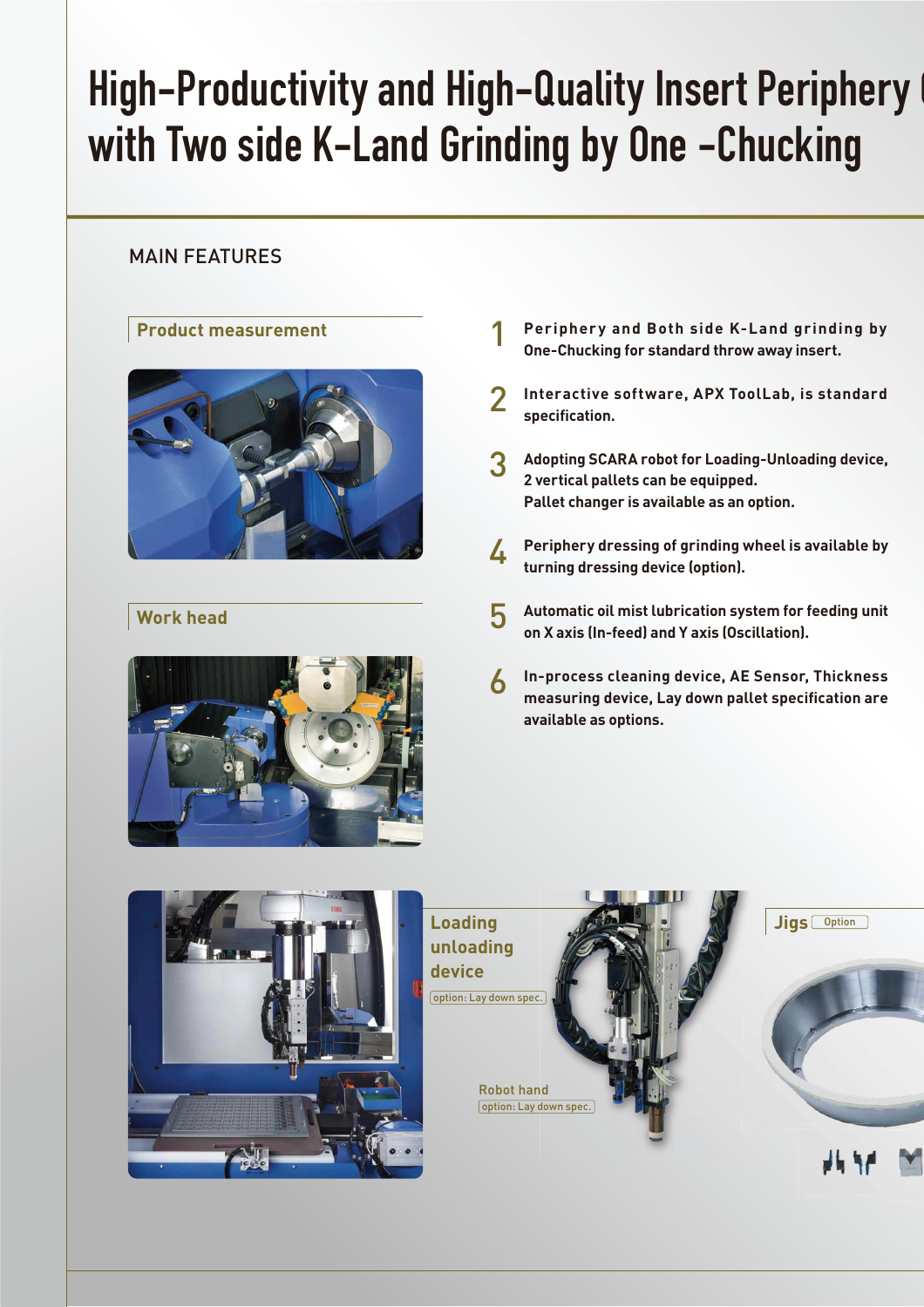# High-Productivity and High-Quality Insert Periphery with Two side K-Land Grinding by One -Chucking

## MAIN FEATURES

### Product measurement

### Work head

1. Periphery and Both side K-Land grinding by One-Chucking for standard throw away insert.
2. Interactive software, APX ToolLab, is standard specification.
3. Adopting SCARA robot for Loading-Unloading device, 2 vertical pallets can be equipped. Pallet changer is available as an option.
4. Periphery dressing of grinding wheel is available by turning dressing device (option).
5. Automatic oil mist lubrication system for feeding unit on X axis (In-feed) and Y axis (Oscillation).
6. In-process cleaning device, AE Sensor, Thickness measuring device, Lay down pallet specification are available as options.

### Loading unloading device

option: Lay down spec.

Robot hand

option: Lay down spec.

### Jigs

Option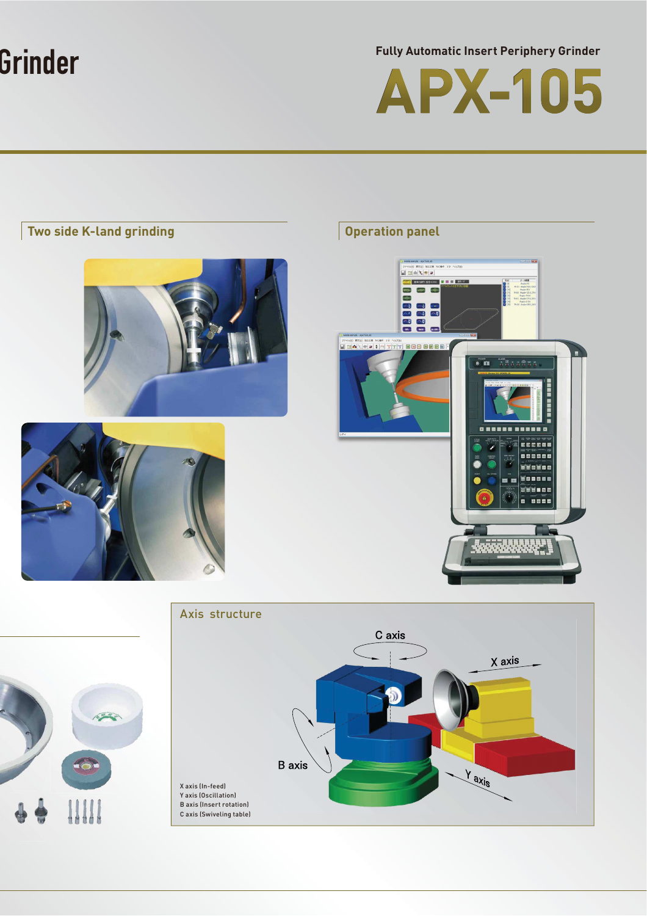Grinder

Fully Automatic Insert Periphery Grinder

# APX-105

## Two side K-land grinding

## Operation panel

## Axis structure

C axis

X axis

B axis

Y axis

X axis (In-feed)
Y axis (Oscillation)
B axis (Insert rotation)
C axis (Swiveling table)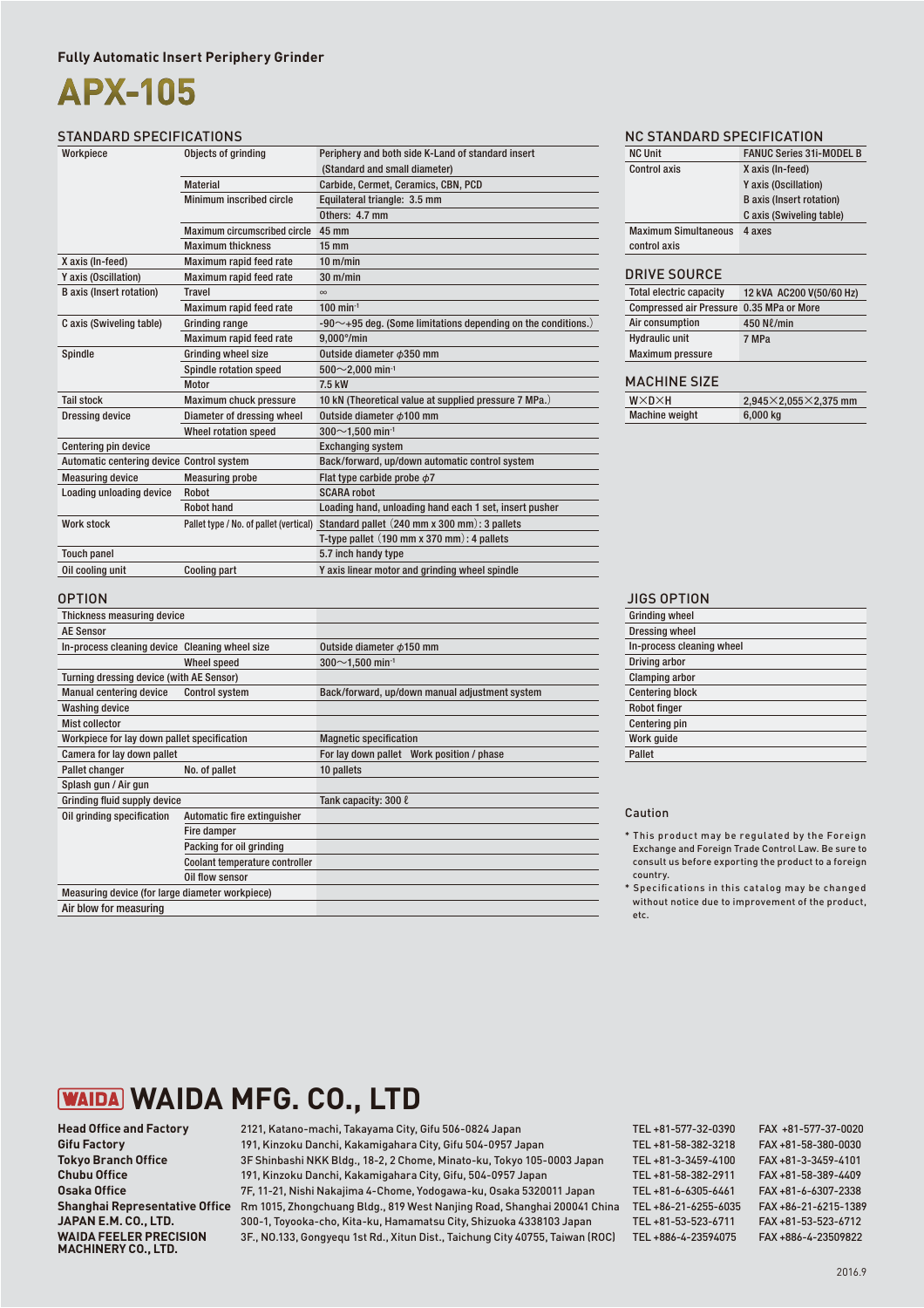Fully Automatic Insert Periphery Grinder

# APX-105

## STANDARD SPECIFICATIONS

| | | |
|---|---|---|
| Workpiece | Objects of grinding | Periphery and both side K-Land of standard insert (Standard and small diameter) |
| | Material | Carbide, Cermet, Ceramics, CBN, PCD |
| | Minimum inscribed circle | Equilateral triangle: 3.5 mm |
| | | Others: 4.7 mm |
| | Maximum circumscribed circle | 45 mm |
| | Maximum thickness | 15 mm |
| X axis (In-feed) | Maximum rapid feed rate | 10 m/min |
| Y axis (Oscillation) | Maximum rapid feed rate | 30 m/min |
| B axis (Insert rotation) | Travel | ∞ |
| | Maximum rapid feed rate | 100 $min^{-1}$ |
| C axis (Swiveling table) | Grinding range | -90〜+95 deg. (Some limitations depending on the conditions.) |
| | Maximum rapid feed rate | 9,000°/min |
| Spindle | Grinding wheel size | Outside diameter φ350 mm |
| | Spindle rotation speed | 500〜2,000 $min^{-1}$ |
| | Motor | 7.5 kW |
| Tail stock | Maximum chuck pressure | 10 kN (Theoretical value at supplied pressure 7 MPa.) |
| Dressing device | Diameter of dressing wheel | Outside diameter φ100 mm |
| | Wheel rotation speed | 300〜1,500 $min^{-1}$ |
| Centering pin device | | Exchanging system |
| Automatic centering device | Control system | Back/forward, up/down automatic control system |
| Measuring device | Measuring probe | Flat type carbide probe φ7 |
| Loading unloading device | Robot | SCARA robot |
| | Robot hand | Loading hand, unloading hand each 1 set, insert pusher |
| Work stock | Pallet type / No. of pallet (vertical) | Standard pallet (240 mm x 300 mm): 3 pallets |
| | | T-type pallet (190 mm x 370 mm): 4 pallets |
| Touch panel | | 5.7 inch handy type |
| Oil cooling unit | Cooling part | Y axis linear motor and grinding wheel spindle |

## NC STANDARD SPECIFICATION

| | |
|---|---|
| NC Unit | FANUC Series 31i-MODEL B |
| Control axis | X axis (In-feed) |
| | Y axis (Oscillation) |
| | B axis (Insert rotation) |
| | C axis (Swiveling table) |
| Maximum Simultaneous control axis | 4 axes |

## DRIVE SOURCE

| | |
|---|---|
| Total electric capacity | 12 kVA AC200 V(50/60 Hz) |
| Compressed air Pressure | 0.35 MPa or More |
| Air consumption | 450 Nℓ/min |
| Hydraulic unit Maximum pressure | 7 MPa |

## MACHINE SIZE

| | |
|---|---|
| W×D×H | 2,945×2,055×2,375 mm |
| Machine weight | 6,000 kg |

## OPTION

| | | |
|---|---|---|
| Thickness measuring device | | |
| AE Sensor | | |
| In-process cleaning device | Cleaning wheel size | Outside diameter φ150 mm |
| | Wheel speed | 300〜1,500 $min^{-1}$ |
| Turning dressing device (with AE Sensor) | | |
| Manual centering device | Control system | Back/forward, up/down manual adjustment system |
| Washing device | | |
| Mist collector | | |
| Workpiece for lay down pallet specification | | Magnetic specification |
| Camera for lay down pallet | | For lay down pallet Work position / phase |
| Pallet changer | No. of pallet | 10 pallets |
| Splash gun / Air gun | | |
| Grinding fluid supply device | | Tank capacity: 300 ℓ |
| Oil grinding specification | Automatic fire extinguisher | |
| | Fire damper | |
| | Packing for oil grinding | |
| | Coolant temperature controller | |
| | Oil flow sensor | |
| Measuring device (for large diameter workpiece) | | |
| Air blow for measuring | | |

## JIGS OPTION

- Grinding wheel
- Dressing wheel
- In-process cleaning wheel
- Driving arbor
- Clamping arbor
- Centering block
- Robot finger
- Centering pin
- Work guide
- Pallet

## Caution

* This product may be regulated by the Foreign Exchange and Foreign Trade Control Law. Be sure to consult us before exporting the product to a foreign country.
* Specifications in this catalog may be changed without notice due to improvement of the product, etc.

# WAIDA WAIDA MFG. CO., LTD

| | | | |
|---|---|---|---|
| **Head Office and Factory** | 2121, Katano-machi, Takayama City, Gifu 506-0824 Japan | TEL +81-577-32-0390 | FAX +81-577-37-0020 |
| **Gifu Factory** | 191, Kinzoku Danchi, Kakamigahara City, Gifu 504-0957 Japan | TEL +81-58-382-3218 | FAX +81-58-380-0030 |
| **Tokyo Branch Office** | 3F Shinbashi NKK Bldg., 18-2, 2 Chome, Minato-ku, Tokyo 105-0003 Japan | TEL +81-3-3459-4100 | FAX +81-3-3459-4101 |
| **Chubu Office** | 191, Kinzoku Danchi, Kakamigahara City, Gifu, 504-0957 Japan | TEL +81-58-382-2911 | FAX +81-58-389-4409 |
| **Osaka Office** | 7F, 11-21, Nishi Nakajima 4-Chome, Yodogawa-ku, Osaka 5320011 Japan | TEL +81-6-6305-6461 | FAX +81-6-6307-2338 |
| **Shanghai Representative Office** | Rm 1015, Zhongchuang Bldg., 819 West Nanjing Road, Shanghai 200041 China | TEL +86-21-6255-6035 | FAX +86-21-6215-1389 |
| **JAPAN E.M. CO., LTD.** | 300-1, Toyooka-cho, Kita-ku, Hamamatsu City, Shizuoka 4338103 Japan | TEL +81-53-523-6711 | FAX +81-53-523-6712 |
| **WAIDA FEELER PRECISION MACHINERY CO., LTD.** | 3F., NO.133, Gongyequ 1st Rd., Xitun Dist., Taichung City 40755, Taiwan (ROC) | TEL +886-4-23594075 | FAX +886-4-23509822 |

2016.9